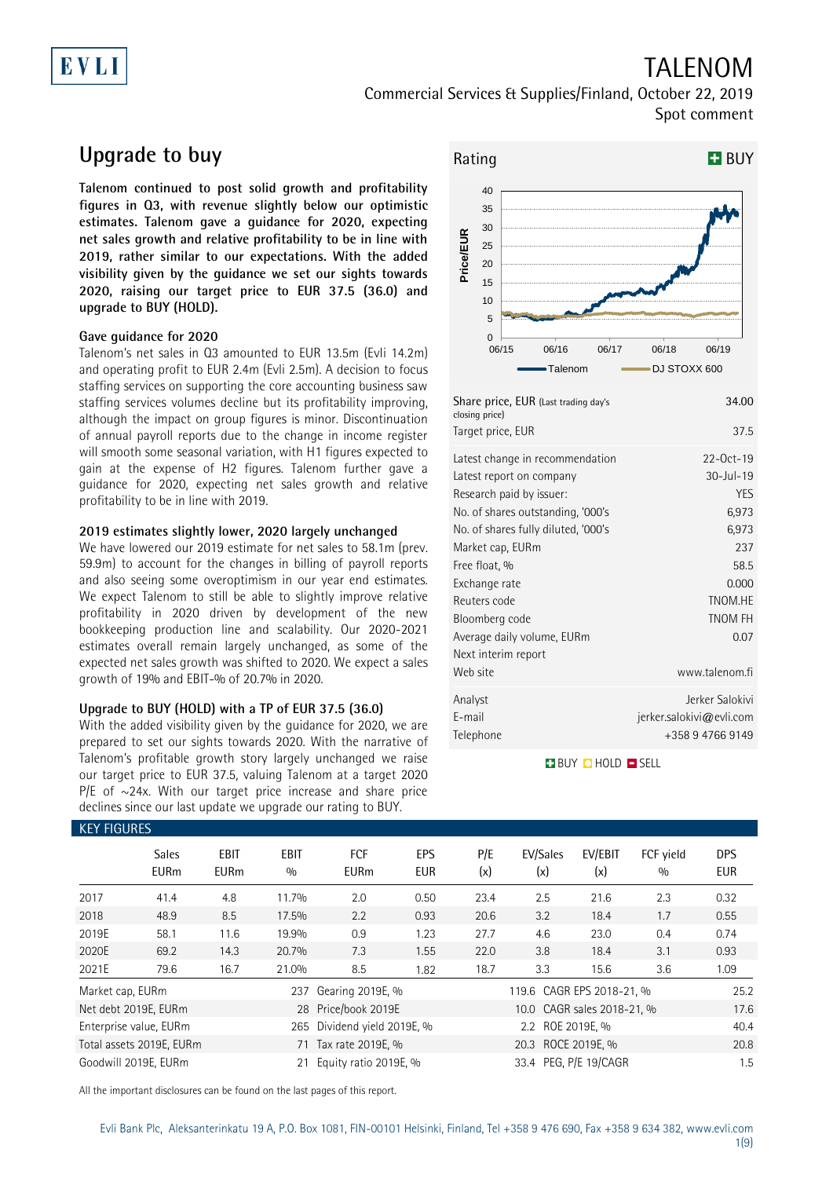# TALENOM

Commercial Services & Supplies/Finland, October 22, 2019

Spot comment

## Upgrade to buy

**Talenom continued to post solid growth and profitability figures in Q3, with revenue slightly below our optimistic estimates. Talenom gave a guidance for 2020, expecting net sales growth and relative profitability to be in line with 2019, rather similar to our expectations. With the added visibility given by the guidance we set our sights towards 2020, raising our target price to EUR 37.5 (36.0) and upgrade to BUY (HOLD).**

### Gave guidance for 2020

Talenom's net sales in Q3 amounted to EUR 13.5m (Evli 14.2m) and operating profit to EUR 2.4m (Evli 2.5m). A decision to focus staffing services on supporting the core accounting business saw staffing services volumes decline but its profitability improving, although the impact on group figures is minor. Discontinuation of annual payroll reports due to the change in income register will smooth some seasonal variation, with H1 figures expected to gain at the expense of H2 figures. Talenom further gave a guidance for 2020, expecting net sales growth and relative profitability to be in line with 2019.

### 2019 estimates slightly lower, 2020 largely unchanged

We have lowered our 2019 estimate for net sales to 58.1m (prev. 59.9m) to account for the changes in billing of payroll reports and also seeing some overoptimism in our year end estimates. We expect Talenom to still be able to slightly improve relative profitability in 2020 driven by development of the new bookkeeping production line and scalability. Our 2020-2021 estimates overall remain largely unchanged, as some of the expected net sales growth was shifted to 2020. We expect a sales growth of 19% and EBIT-% of 20.7% in 2020.

### Upgrade to BUY (HOLD) with a TP of EUR 37.5 (36.0)

With the added visibility given by the guidance for 2020, we are prepared to set our sights towards 2020. With the narrative of Talenom's profitable growth story largely unchanged we raise our target price to EUR 37.5, valuing Talenom at a target 2020 P/E of ~24x. With our target price increase and share price declines since our last update we upgrade our rating to BUY.

Rating: **BUY**

| | |
|---|---|
| Share price, EUR (Last trading day's closing price) | 34.00 |
| Target price, EUR | 37.5 |
| Latest change in recommendation | 22-Oct-19 |
| Latest report on company | 30-Jul-19 |
| Research paid by issuer: | YES |
| No. of shares outstanding, '000's | 6,973 |
| No. of shares fully diluted, '000's | 6,973 |
| Market cap, EURm | 237 |
| Free float, % | 58.5 |
| Exchange rate | 0.000 |
| Reuters code | TNOM.HE |
| Bloomberg code | TNOM FH |
| Average daily volume, EURm | 0.07 |
| Next interim report | |
| Web site | www.talenom.fi |
| Analyst | Jerker Salokivi |
| E-mail | jerker.salokivi@evli.com |
| Telephone | +358 9 4766 9149 |

BUY HOLD SELL

## KEY FIGURES

| | Sales EURm | EBIT EURm | EBIT % | FCF EURm | EPS EUR | P/E (x) | EV/Sales (x) | EV/EBIT (x) | FCF yield % | DPS EUR |
|---|---|---|---|---|---|---|---|---|---|---|
| 2017 | 41.4 | 4.8 | 11.7% | 2.0 | 0.50 | 23.4 | 2.5 | 21.6 | 2.3 | 0.32 |
| 2018 | 48.9 | 8.5 | 17.5% | 2.2 | 0.93 | 20.6 | 3.2 | 18.4 | 1.7 | 0.55 |
| 2019E | 58.1 | 11.6 | 19.9% | 0.9 | 1.23 | 27.7 | 4.6 | 23.0 | 0.4 | 0.74 |
| 2020E | 69.2 | 14.3 | 20.7% | 7.3 | 1.55 | 22.0 | 3.8 | 18.4 | 3.1 | 0.93 |
| 2021E | 79.6 | 16.7 | 21.0% | 8.5 | 1.82 | 18.7 | 3.3 | 15.6 | 3.6 | 1.09 |

| | | | | | |
|---|---|---|---|---|---|
| Market cap, EURm | 237 | Gearing 2019E, % | 119.6 | CAGR EPS 2018-21, % | 25.2 |
| Net debt 2019E, EURm | 28 | Price/book 2019E | 10.0 | CAGR sales 2018-21, % | 17.6 |
| Enterprise value, EURm | 265 | Dividend yield 2019E, % | 2.2 | ROE 2019E, % | 40.4 |
| Total assets 2019E, EURm | 71 | Tax rate 2019E, % | 20.3 | ROCE 2019E, % | 20.8 |
| Goodwill 2019E, EURm | 21 | Equity ratio 2019E, % | 33.4 | PEG, P/E 19/CAGR | 1.5 |

All the important disclosures can be found on the last pages of this report.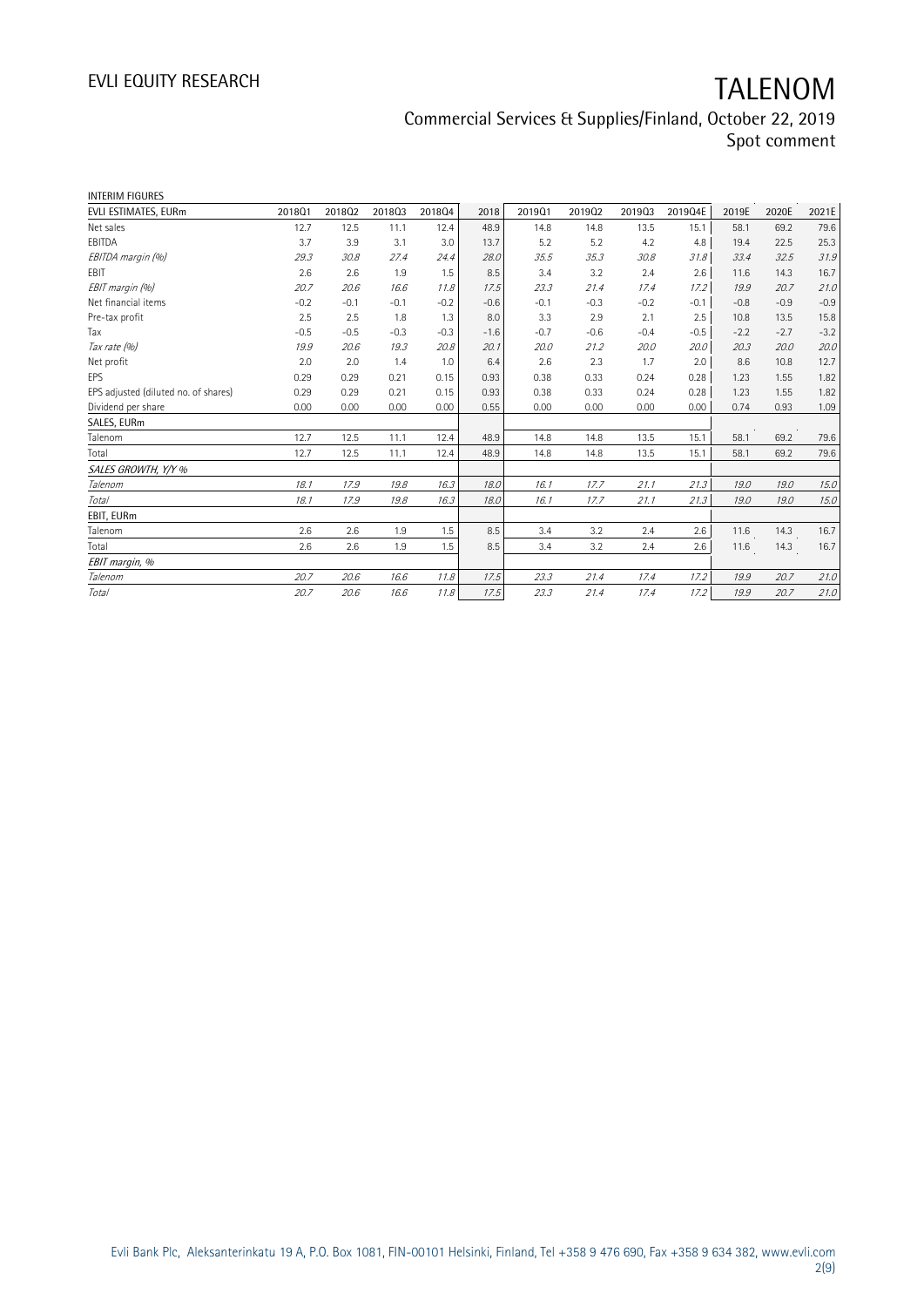INTERIM FIGURES

| EVLI ESTIMATES, EURm | 2018Q1 | 2018Q2 | 2018Q3 | 2018Q4 | 2018 | 2019Q1 | 2019Q2 | 2019Q3 | 2019Q4E | 2019E | 2020E | 2021E |
|---|---|---|---|---|---|---|---|---|---|---|---|---|
| Net sales | 12.7 | 12.5 | 11.1 | 12.4 | 48.9 | 14.8 | 14.8 | 13.5 | 15.1 | 58.1 | 69.2 | 79.6 |
| EBITDA | 3.7 | 3.9 | 3.1 | 3.0 | 13.7 | 5.2 | 5.2 | 4.2 | 4.8 | 19.4 | 22.5 | 25.3 |
| *EBITDA margin (%)* | *29.3* | *30.8* | *27.4* | *24.4* | *28.0* | *35.5* | *35.3* | *30.8* | *31.8* | *33.4* | *32.5* | *31.9* |
| EBIT | 2.6 | 2.6 | 1.9 | 1.5 | 8.5 | 3.4 | 3.2 | 2.4 | 2.6 | 11.6 | 14.3 | 16.7 |
| *EBIT margin (%)* | *20.7* | *20.6* | *16.6* | *11.8* | *17.5* | *23.3* | *21.4* | *17.4* | *17.2* | *19.9* | *20.7* | *21.0* |
| Net financial items | -0.2 | -0.1 | -0.1 | -0.2 | -0.6 | -0.1 | -0.3 | -0.2 | -0.1 | -0.8 | -0.9 | -0.9 |
| Pre-tax profit | 2.5 | 2.5 | 1.8 | 1.3 | 8.0 | 3.3 | 2.9 | 2.1 | 2.5 | 10.8 | 13.5 | 15.8 |
| Tax | -0.5 | -0.5 | -0.3 | -0.3 | -1.6 | -0.7 | -0.6 | -0.4 | -0.5 | -2.2 | -2.7 | -3.2 |
| *Tax rate (%)* | *19.9* | *20.6* | *19.3* | *20.8* | *20.1* | *20.0* | *21.2* | *20.0* | *20.0* | *20.3* | *20.0* | *20.0* |
| Net profit | 2.0 | 2.0 | 1.4 | 1.0 | 6.4 | 2.6 | 2.3 | 1.7 | 2.0 | 8.6 | 10.8 | 12.7 |
| EPS | 0.29 | 0.29 | 0.21 | 0.15 | 0.93 | 0.38 | 0.33 | 0.24 | 0.28 | 1.23 | 1.55 | 1.82 |
| EPS adjusted (diluted no. of shares) | 0.29 | 0.29 | 0.21 | 0.15 | 0.93 | 0.38 | 0.33 | 0.24 | 0.28 | 1.23 | 1.55 | 1.82 |
| Dividend per share | 0.00 | 0.00 | 0.00 | 0.00 | 0.55 | 0.00 | 0.00 | 0.00 | 0.00 | 0.74 | 0.93 | 1.09 |
| SALES, EURm | | | | | | | | | | | | |
| Talenom | 12.7 | 12.5 | 11.1 | 12.4 | 48.9 | 14.8 | 14.8 | 13.5 | 15.1 | 58.1 | 69.2 | 79.6 |
| Total | 12.7 | 12.5 | 11.1 | 12.4 | 48.9 | 14.8 | 14.8 | 13.5 | 15.1 | 58.1 | 69.2 | 79.6 |
| *SALES GROWTH, Y/Y %* | | | | | | | | | | | | |
| *Talenom* | *18.1* | *17.9* | *19.8* | *16.3* | *18.0* | *16.1* | *17.7* | *21.1* | *21.3* | *19.0* | *19.0* | *15.0* |
| *Total* | *18.1* | *17.9* | *19.8* | *16.3* | *18.0* | *16.1* | *17.7* | *21.1* | *21.3* | *19.0* | *19.0* | *15.0* |
| EBIT, EURm | | | | | | | | | | | | |
| Talenom | 2.6 | 2.6 | 1.9 | 1.5 | 8.5 | 3.4 | 3.2 | 2.4 | 2.6 | 11.6 | 14.3 | 16.7 |
| Total | 2.6 | 2.6 | 1.9 | 1.5 | 8.5 | 3.4 | 3.2 | 2.4 | 2.6 | 11.6 | 14.3 | 16.7 |
| *EBIT margin, %* | | | | | | | | | | | | |
| *Talenom* | *20.7* | *20.6* | *16.6* | *11.8* | *17.5* | *23.3* | *21.4* | *17.4* | *17.2* | *19.9* | *20.7* | *21.0* |
| *Total* | *20.7* | *20.6* | *16.6* | *11.8* | *17.5* | *23.3* | *21.4* | *17.4* | *17.2* | *19.9* | *20.7* | *21.0* |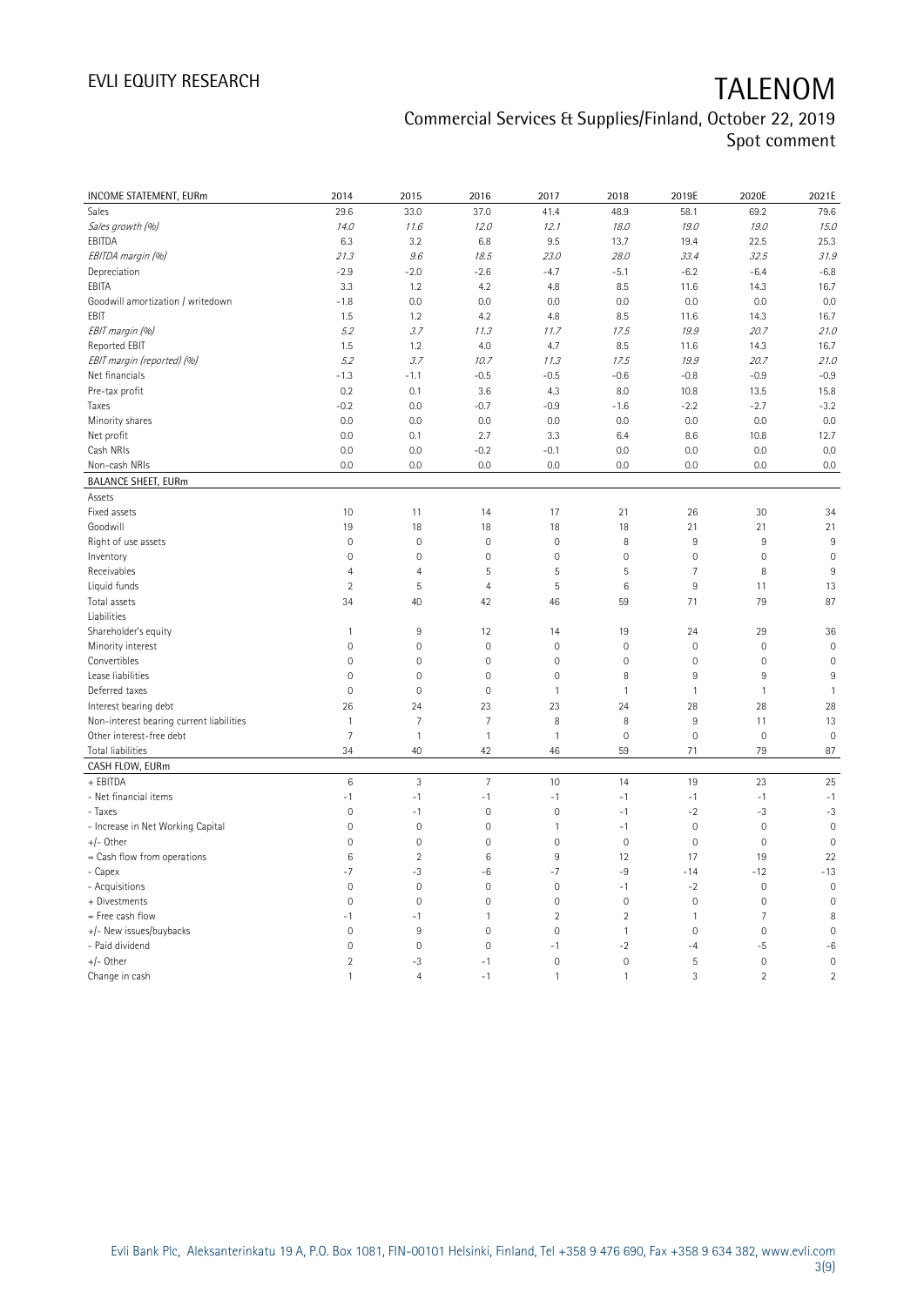# TALENOM

Commercial Services & Supplies/Finland, October 22, 2019
Spot comment

| INCOME STATEMENT, EURm | 2014 | 2015 | 2016 | 2017 | 2018 | 2019E | 2020E | 2021E |
|---|---|---|---|---|---|---|---|---|
| Sales | 29.6 | 33.0 | 37.0 | 41.4 | 48.9 | 58.1 | 69.2 | 79.6 |
| *Sales growth (%)* | *14.0* | *11.6* | *12.0* | *12.1* | *18.0* | *19.0* | *19.0* | *15.0* |
| EBITDA | 6.3 | 3.2 | 6.8 | 9.5 | 13.7 | 19.4 | 22.5 | 25.3 |
| *EBITDA margin (%)* | *21.3* | *9.6* | *18.5* | *23.0* | *28.0* | *33.4* | *32.5* | *31.9* |
| Depreciation | -2.9 | -2.0 | -2.6 | -4.7 | -5.1 | -6.2 | -6.4 | -6.8 |
| EBITA | 3.3 | 1.2 | 4.2 | 4.8 | 8.5 | 11.6 | 14.3 | 16.7 |
| Goodwill amortization / writedown | -1.8 | 0.0 | 0.0 | 0.0 | 0.0 | 0.0 | 0.0 | 0.0 |
| EBIT | 1.5 | 1.2 | 4.2 | 4.8 | 8.5 | 11.6 | 14.3 | 16.7 |
| *EBIT margin (%)* | *5.2* | *3.7* | *11.3* | *11.7* | *17.5* | *19.9* | *20.7* | *21.0* |
| Reported EBIT | 1.5 | 1.2 | 4.0 | 4.7 | 8.5 | 11.6 | 14.3 | 16.7 |
| *EBIT margin (reported) (%)* | *5.2* | *3.7* | *10.7* | *11.3* | *17.5* | *19.9* | *20.7* | *21.0* |
| Net financials | -1.3 | -1.1 | -0.5 | -0.5 | -0.6 | -0.8 | -0.9 | -0.9 |
| Pre-tax profit | 0.2 | 0.1 | 3.6 | 4.3 | 8.0 | 10.8 | 13.5 | 15.8 |
| Taxes | -0.2 | 0.0 | -0.7 | -0.9 | -1.6 | -2.2 | -2.7 | -3.2 |
| Minority shares | 0.0 | 0.0 | 0.0 | 0.0 | 0.0 | 0.0 | 0.0 | 0.0 |
| Net profit | 0.0 | 0.1 | 2.7 | 3.3 | 6.4 | 8.6 | 10.8 | 12.7 |
| Cash NRIs | 0.0 | 0.0 | -0.2 | -0.1 | 0.0 | 0.0 | 0.0 | 0.0 |
| Non-cash NRIs | 0.0 | 0.0 | 0.0 | 0.0 | 0.0 | 0.0 | 0.0 | 0.0 |
| **BALANCE SHEET, EURm** | | | | | | | | |
| Assets | | | | | | | | |
| Fixed assets | 10 | 11 | 14 | 17 | 21 | 26 | 30 | 34 |
| Goodwill | 19 | 18 | 18 | 18 | 18 | 21 | 21 | 21 |
| Right of use assets | 0 | 0 | 0 | 0 | 8 | 9 | 9 | 9 |
| Inventory | 0 | 0 | 0 | 0 | 0 | 0 | 0 | 0 |
| Receivables | 4 | 4 | 5 | 5 | 5 | 7 | 8 | 9 |
| Liquid funds | 2 | 5 | 4 | 5 | 6 | 9 | 11 | 13 |
| Total assets | 34 | 40 | 42 | 46 | 59 | 71 | 79 | 87 |
| Liabilities | | | | | | | | |
| Shareholder's equity | 1 | 9 | 12 | 14 | 19 | 24 | 29 | 36 |
| Minority interest | 0 | 0 | 0 | 0 | 0 | 0 | 0 | 0 |
| Convertibles | 0 | 0 | 0 | 0 | 0 | 0 | 0 | 0 |
| Lease liabilities | 0 | 0 | 0 | 0 | 8 | 9 | 9 | 9 |
| Deferred taxes | 0 | 0 | 0 | 1 | 1 | 1 | 1 | 1 |
| Interest bearing debt | 26 | 24 | 23 | 23 | 24 | 28 | 28 | 28 |
| Non-interest bearing current liabilities | 1 | 7 | 7 | 8 | 8 | 9 | 11 | 13 |
| Other interest-free debt | 7 | 1 | 1 | 1 | 0 | 0 | 0 | 0 |
| Total liabilities | 34 | 40 | 42 | 46 | 59 | 71 | 79 | 87 |
| **CASH FLOW, EURm** | | | | | | | | |
| + EBITDA | 6 | 3 | 7 | 10 | 14 | 19 | 23 | 25 |
| - Net financial items | -1 | -1 | -1 | -1 | -1 | -1 | -1 | -1 |
| - Taxes | 0 | -1 | 0 | 0 | -1 | -2 | -3 | -3 |
| - Increase in Net Working Capital | 0 | 0 | 0 | 1 | -1 | 0 | 0 | 0 |
| +/- Other | 0 | 0 | 0 | 0 | 0 | 0 | 0 | 0 |
| = Cash flow from operations | 6 | 2 | 6 | 9 | 12 | 17 | 19 | 22 |
| - Capex | -7 | -3 | -6 | -7 | -9 | -14 | -12 | -13 |
| - Acquisitions | 0 | 0 | 0 | 0 | -1 | -2 | 0 | 0 |
| + Divestments | 0 | 0 | 0 | 0 | 0 | 0 | 0 | 0 |
| = Free cash flow | -1 | -1 | 1 | 2 | 2 | 1 | 7 | 8 |
| +/- New issues/buybacks | 0 | 9 | 0 | 0 | 1 | 0 | 0 | 0 |
| - Paid dividend | 0 | 0 | 0 | -1 | -2 | -4 | -5 | -6 |
| +/- Other | 2 | -3 | -1 | 0 | 0 | 5 | 0 | 0 |
| Change in cash | 1 | 4 | -1 | 1 | 1 | 3 | 2 | 2 |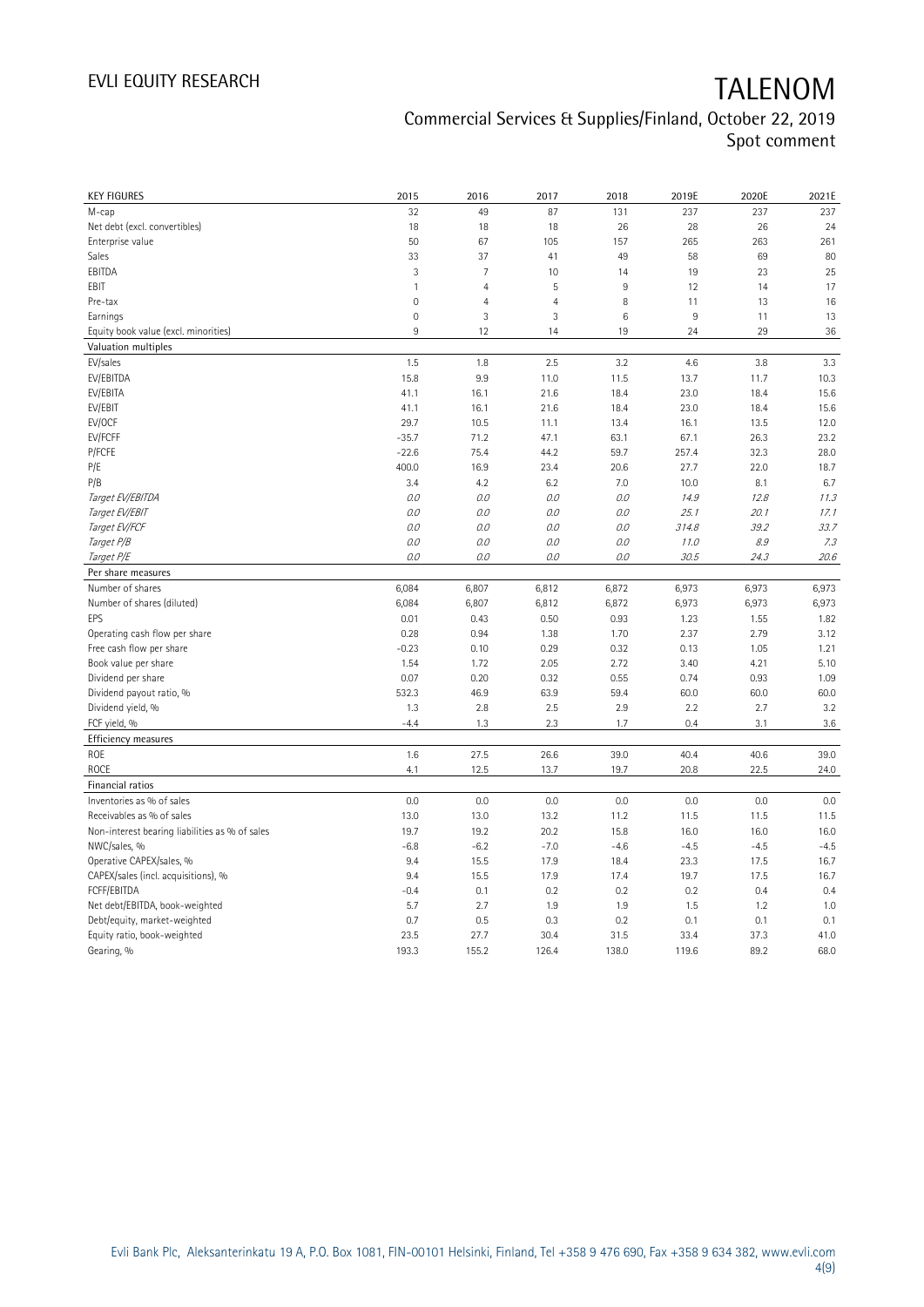# TALENOM

## Commercial Services & Supplies/Finland, October 22, 2019
Spot comment

| KEY FIGURES | 2015 | 2016 | 2017 | 2018 | 2019E | 2020E | 2021E |
|---|---|---|---|---|---|---|---|
| M-cap | 32 | 49 | 87 | 131 | 237 | 237 | 237 |
| Net debt (excl. convertibles) | 18 | 18 | 18 | 26 | 28 | 26 | 24 |
| Enterprise value | 50 | 67 | 105 | 157 | 265 | 263 | 261 |
| Sales | 33 | 37 | 41 | 49 | 58 | 69 | 80 |
| EBITDA | 3 | 7 | 10 | 14 | 19 | 23 | 25 |
| EBIT | 1 | 4 | 5 | 9 | 12 | 14 | 17 |
| Pre-tax | 0 | 4 | 4 | 8 | 11 | 13 | 16 |
| Earnings | 0 | 3 | 3 | 6 | 9 | 11 | 13 |
| Equity book value (excl. minorities) | 9 | 12 | 14 | 19 | 24 | 29 | 36 |
| **Valuation multiples** | | | | | | | |
| EV/sales | 1.5 | 1.8 | 2.5 | 3.2 | 4.6 | 3.8 | 3.3 |
| EV/EBITDA | 15.8 | 9.9 | 11.0 | 11.5 | 13.7 | 11.7 | 10.3 |
| EV/EBITA | 41.1 | 16.1 | 21.6 | 18.4 | 23.0 | 18.4 | 15.6 |
| EV/EBIT | 41.1 | 16.1 | 21.6 | 18.4 | 23.0 | 18.4 | 15.6 |
| EV/OCF | 29.7 | 10.5 | 11.1 | 13.4 | 16.1 | 13.5 | 12.0 |
| EV/FCFF | -35.7 | 71.2 | 47.1 | 63.1 | 67.1 | 26.3 | 23.2 |
| P/FCFE | -22.6 | 75.4 | 44.2 | 59.7 | 257.4 | 32.3 | 28.0 |
| P/E | 400.0 | 16.9 | 23.4 | 20.6 | 27.7 | 22.0 | 18.7 |
| P/B | 3.4 | 4.2 | 6.2 | 7.0 | 10.0 | 8.1 | 6.7 |
| *Target EV/EBITDA* | *0.0* | *0.0* | *0.0* | *0.0* | *14.9* | *12.8* | *11.3* |
| *Target EV/EBIT* | *0.0* | *0.0* | *0.0* | *0.0* | *25.1* | *20.1* | *17.1* |
| *Target EV/FCF* | *0.0* | *0.0* | *0.0* | *0.0* | *314.8* | *39.2* | *33.7* |
| *Target P/B* | *0.0* | *0.0* | *0.0* | *0.0* | *11.0* | *8.9* | *7.3* |
| *Target P/E* | *0.0* | *0.0* | *0.0* | *0.0* | *30.5* | *24.3* | *20.6* |
| **Per share measures** | | | | | | | |
| Number of shares | 6,084 | 6,807 | 6,812 | 6,872 | 6,973 | 6,973 | 6,973 |
| Number of shares (diluted) | 6,084 | 6,807 | 6,812 | 6,872 | 6,973 | 6,973 | 6,973 |
| EPS | 0.01 | 0.43 | 0.50 | 0.93 | 1.23 | 1.55 | 1.82 |
| Operating cash flow per share | 0.28 | 0.94 | 1.38 | 1.70 | 2.37 | 2.79 | 3.12 |
| Free cash flow per share | -0.23 | 0.10 | 0.29 | 0.32 | 0.13 | 1.05 | 1.21 |
| Book value per share | 1.54 | 1.72 | 2.05 | 2.72 | 3.40 | 4.21 | 5.10 |
| Dividend per share | 0.07 | 0.20 | 0.32 | 0.55 | 0.74 | 0.93 | 1.09 |
| Dividend payout ratio, % | 532.3 | 46.9 | 63.9 | 59.4 | 60.0 | 60.0 | 60.0 |
| Dividend yield, % | 1.3 | 2.8 | 2.5 | 2.9 | 2.2 | 2.7 | 3.2 |
| FCF yield, % | -4.4 | 1.3 | 2.3 | 1.7 | 0.4 | 3.1 | 3.6 |
| **Efficiency measures** | | | | | | | |
| ROE | 1.6 | 27.5 | 26.6 | 39.0 | 40.4 | 40.6 | 39.0 |
| ROCE | 4.1 | 12.5 | 13.7 | 19.7 | 20.8 | 22.5 | 24.0 |
| **Financial ratios** | | | | | | | |
| Inventories as % of sales | 0.0 | 0.0 | 0.0 | 0.0 | 0.0 | 0.0 | 0.0 |
| Receivables as % of sales | 13.0 | 13.0 | 13.2 | 11.2 | 11.5 | 11.5 | 11.5 |
| Non-interest bearing liabilities as % of sales | 19.7 | 19.2 | 20.2 | 15.8 | 16.0 | 16.0 | 16.0 |
| NWC/sales, % | -6.8 | -6.2 | -7.0 | -4.6 | -4.5 | -4.5 | -4.5 |
| Operative CAPEX/sales, % | 9.4 | 15.5 | 17.9 | 18.4 | 23.3 | 17.5 | 16.7 |
| CAPEX/sales (incl. acquisitions), % | 9.4 | 15.5 | 17.9 | 17.4 | 19.7 | 17.5 | 16.7 |
| FCFF/EBITDA | -0.4 | 0.1 | 0.2 | 0.2 | 0.2 | 0.4 | 0.4 |
| Net debt/EBITDA, book-weighted | 5.7 | 2.7 | 1.9 | 1.9 | 1.5 | 1.2 | 1.0 |
| Debt/equity, market-weighted | 0.7 | 0.5 | 0.3 | 0.2 | 0.1 | 0.1 | 0.1 |
| Equity ratio, book-weighted | 23.5 | 27.7 | 30.4 | 31.5 | 33.4 | 37.3 | 41.0 |
| Gearing, % | 193.3 | 155.2 | 126.4 | 138.0 | 119.6 | 89.2 | 68.0 |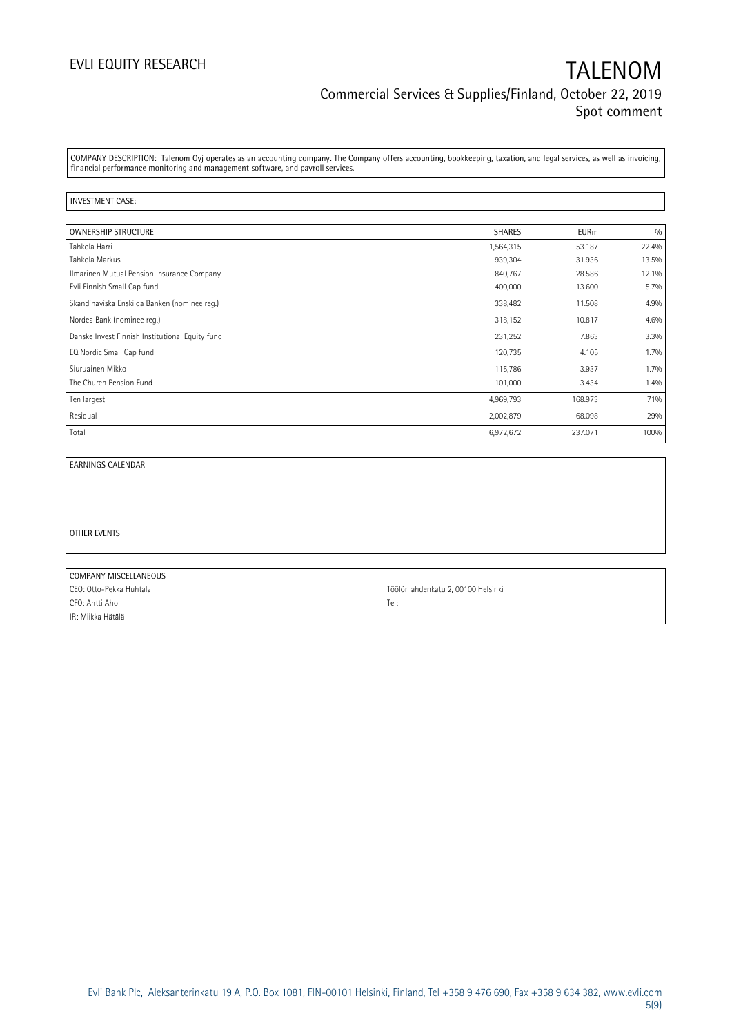COMPANY DESCRIPTION: Talenom Oyj operates as an accounting company. The Company offers accounting, bookkeeping, taxation, and legal services, as well as invoicing, financial performance monitoring and management software, and payroll services.

INVESTMENT CASE:

| OWNERSHIP STRUCTURE | SHARES | EURm | % |
|---|---|---|---|
| Tahkola Harri | 1,564,315 | 53.187 | 22.4% |
| Tahkola Markus | 939,304 | 31.936 | 13.5% |
| Ilmarinen Mutual Pension Insurance Company | 840,767 | 28.586 | 12.1% |
| Evli Finnish Small Cap fund | 400,000 | 13.600 | 5.7% |
| Skandinaviska Enskilda Banken (nominee reg.) | 338,482 | 11.508 | 4.9% |
| Nordea Bank (nominee reg.) | 318,152 | 10.817 | 4.6% |
| Danske Invest Finnish Institutional Equity fund | 231,252 | 7.863 | 3.3% |
| EQ Nordic Small Cap fund | 120,735 | 4.105 | 1.7% |
| Siuruainen Mikko | 115,786 | 3.937 | 1.7% |
| The Church Pension Fund | 101,000 | 3.434 | 1.4% |
| Ten largest | 4,969,793 | 168.973 | 71% |
| Residual | 2,002,879 | 68.098 | 29% |
| Total | 6,972,672 | 237.071 | 100% |

EARNINGS CALENDAR

OTHER EVENTS

COMPANY MISCELLANEOUS

CEO: Otto-Pekka Huhtala

CFO: Antti Aho

IR: Miikka Hätälä

Töölönlahdenkatu 2, 00100 Helsinki

Tel: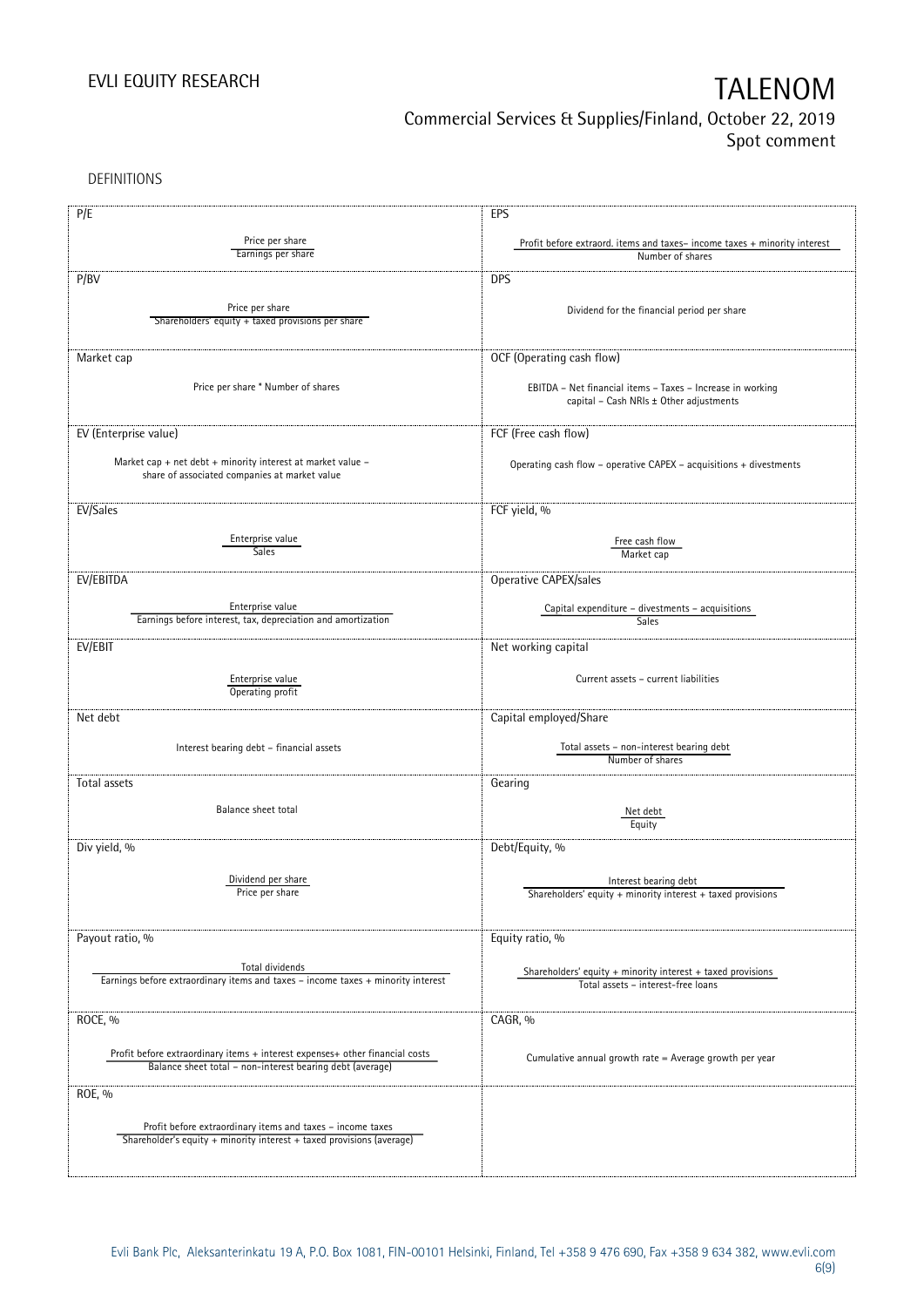DEFINITIONS

| P/E | EPS |
|---|---|
| $\frac{\text{Price per share}}{\text{Earnings per share}}$ | $\frac{\text{Profit before extraord. items and taxes– income taxes + minority interest}}{\text{Number of shares}}$ |
| **P/BV** | **DPS** |
| $\frac{\text{Price per share}}{\text{Shareholders' equity + taxed provisions per share}}$ | Dividend for the financial period per share |
| **Market cap** | **OCF (Operating cash flow)** |
| Price per share * Number of shares | EBITDA – Net financial items – Taxes – Increase in working capital – Cash NRIs ± Other adjustments |
| **EV (Enterprise value)** | **FCF (Free cash flow)** |
| Market cap + net debt + minority interest at market value – share of associated companies at market value | Operating cash flow – operative CAPEX – acquisitions + divestments |
| **EV/Sales** | **FCF yield, %** |
| $\frac{\text{Enterprise value}}{\text{Sales}}$ | $\frac{\text{Free cash flow}}{\text{Market cap}}$ |
| **EV/EBITDA** | **Operative CAPEX/sales** |
| $\frac{\text{Enterprise value}}{\text{Earnings before interest, tax, depreciation and amortization}}$ | $\frac{\text{Capital expenditure – divestments – acquisitions}}{\text{Sales}}$ |
| **EV/EBIT** | **Net working capital** |
| $\frac{\text{Enterprise value}}{\text{Operating profit}}$ | Current assets – current liabilities |
| **Net debt** | **Capital employed/Share** |
| Interest bearing debt – financial assets | $\frac{\text{Total assets – non-interest bearing debt}}{\text{Number of shares}}$ |
| **Total assets** | **Gearing** |
| Balance sheet total | $\frac{\text{Net debt}}{\text{Equity}}$ |
| **Div yield, %** | **Debt/Equity, %** |
| $\frac{\text{Dividend per share}}{\text{Price per share}}$ | $\frac{\text{Interest bearing debt}}{\text{Shareholders' equity + minority interest + taxed provisions}}$ |
| **Payout ratio, %** | **Equity ratio, %** |
| $\frac{\text{Total dividends}}{\text{Earnings before extraordinary items and taxes – income taxes + minority interest}}$ | $\frac{\text{Shareholders' equity + minority interest + taxed provisions}}{\text{Total assets – interest-free loans}}$ |
| **ROCE, %** | **CAGR, %** |
| $\frac{\text{Profit before extraordinary items + interest expenses+ other financial costs}}{\text{Balance sheet total – non-interest bearing debt (average)}}$ | Cumulative annual growth rate = Average growth per year |
| **ROE, %** | |
| $\frac{\text{Profit before extraordinary items and taxes – income taxes}}{\text{Shareholder's equity + minority interest + taxed provisions (average)}}$ | |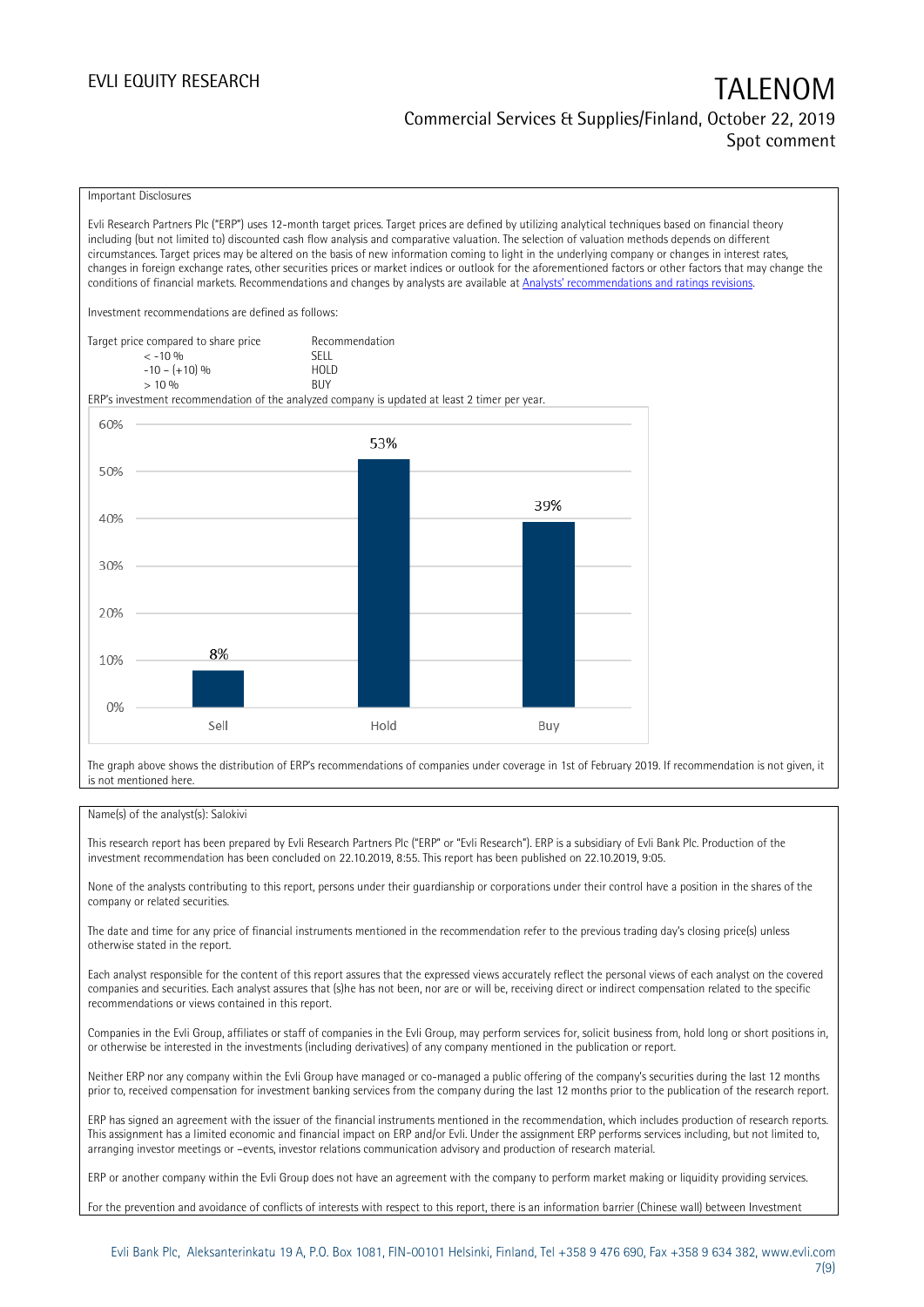Important Disclosures

Evli Research Partners Plc ("ERP") uses 12-month target prices. Target prices are defined by utilizing analytical techniques based on financial theory including (but not limited to) discounted cash flow analysis and comparative valuation. The selection of valuation methods depends on different circumstances. Target prices may be altered on the basis of new information coming to light in the underlying company or changes in interest rates, changes in foreign exchange rates, other securities prices or market indices or outlook for the aforementioned factors or other factors that may change the conditions of financial markets. Recommendations and changes by analysts are available at [Analysts' recommendations and ratings revisions](Analysts' recommendations and ratings revisions).

Investment recommendations are defined as follows:

| Target price compared to share price | Recommendation |
|---|---|
| < -10 % | SELL |
| -10 – (+10) % | HOLD |
| > 10 % | BUY |

ERP's investment recommendation of the analyzed company is updated at least 2 timer per year.

| | Sell | Hold | Buy |
|---|---|---|---|
| Share | 8% | 53% | 39% |

The graph above shows the distribution of ERP's recommendations of companies under coverage in 1st of February 2019. If recommendation is not given, it is not mentioned here.

Name(s) of the analyst(s): Salokivi

This research report has been prepared by Evli Research Partners Plc ("ERP" or "Evli Research"). ERP is a subsidiary of Evli Bank Plc. Production of the investment recommendation has been concluded on 22.10.2019, 8:55. This report has been published on 22.10.2019, 9:05.

None of the analysts contributing to this report, persons under their guardianship or corporations under their control have a position in the shares of the company or related securities.

The date and time for any price of financial instruments mentioned in the recommendation refer to the previous trading day's closing price(s) unless otherwise stated in the report.

Each analyst responsible for the content of this report assures that the expressed views accurately reflect the personal views of each analyst on the covered companies and securities. Each analyst assures that (s)he has not been, nor are or will be, receiving direct or indirect compensation related to the specific recommendations or views contained in this report.

Companies in the Evli Group, affiliates or staff of companies in the Evli Group, may perform services for, solicit business from, hold long or short positions in, or otherwise be interested in the investments (including derivatives) of any company mentioned in the publication or report.

Neither ERP nor any company within the Evli Group have managed or co-managed a public offering of the company's securities during the last 12 months prior to, received compensation for investment banking services from the company during the last 12 months prior to the publication of the research report.

ERP has signed an agreement with the issuer of the financial instruments mentioned in the recommendation, which includes production of research reports. This assignment has a limited economic and financial impact on ERP and/or Evli. Under the assignment ERP performs services including, but not limited to, arranging investor meetings or –events, investor relations communication advisory and production of research material.

ERP or another company within the Evli Group does not have an agreement with the company to perform market making or liquidity providing services.

For the prevention and avoidance of conflicts of interests with respect to this report, there is an information barrier (Chinese wall) between Investment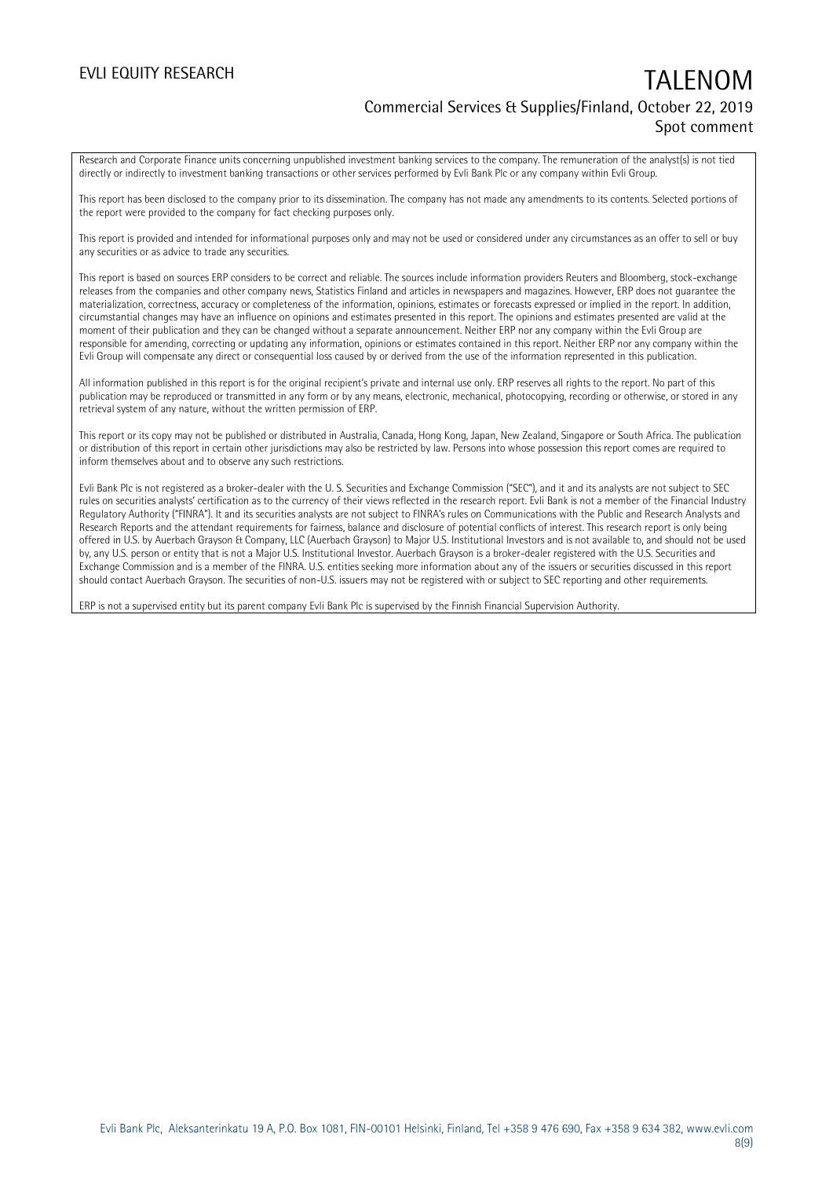Research and Corporate Finance units concerning unpublished investment banking services to the company. The remuneration of the analyst(s) is not tied directly or indirectly to investment banking transactions or other services performed by Evli Bank Plc or any company within Evli Group.

This report has been disclosed to the company prior to its dissemination. The company has not made any amendments to its contents. Selected portions of the report were provided to the company for fact checking purposes only.

This report is provided and intended for informational purposes only and may not be used or considered under any circumstances as an offer to sell or buy any securities or as advice to trade any securities.

This report is based on sources ERP considers to be correct and reliable. The sources include information providers Reuters and Bloomberg, stock-exchange releases from the companies and other company news, Statistics Finland and articles in newspapers and magazines. However, ERP does not guarantee the materialization, correctness, accuracy or completeness of the information, opinions, estimates or forecasts expressed or implied in the report. In addition, circumstantial changes may have an influence on opinions and estimates presented in this report. The opinions and estimates presented are valid at the moment of their publication and they can be changed without a separate announcement. Neither ERP nor any company within the Evli Group are responsible for amending, correcting or updating any information, opinions or estimates contained in this report. Neither ERP nor any company within the Evli Group will compensate any direct or consequential loss caused by or derived from the use of the information represented in this publication.

All information published in this report is for the original recipient's private and internal use only. ERP reserves all rights to the report. No part of this publication may be reproduced or transmitted in any form or by any means, electronic, mechanical, photocopying, recording or otherwise, or stored in any retrieval system of any nature, without the written permission of ERP.

This report or its copy may not be published or distributed in Australia, Canada, Hong Kong, Japan, New Zealand, Singapore or South Africa. The publication or distribution of this report in certain other jurisdictions may also be restricted by law. Persons into whose possession this report comes are required to inform themselves about and to observe any such restrictions.

Evli Bank Plc is not registered as a broker-dealer with the U. S. Securities and Exchange Commission ("SEC"), and it and its analysts are not subject to SEC rules on securities analysts' certification as to the currency of their views reflected in the research report. Evli Bank is not a member of the Financial Industry Regulatory Authority ("FINRA"). It and its securities analysts are not subject to FINRA's rules on Communications with the Public and Research Analysts and Research Reports and the attendant requirements for fairness, balance and disclosure of potential conflicts of interest. This research report is only being offered in U.S. by Auerbach Grayson & Company, LLC (Auerbach Grayson) to Major U.S. Institutional Investors and is not available to, and should not be used by, any U.S. person or entity that is not a Major U.S. Institutional Investor. Auerbach Grayson is a broker-dealer registered with the U.S. Securities and Exchange Commission and is a member of the FINRA. U.S. entities seeking more information about any of the issuers or securities discussed in this report should contact Auerbach Grayson. The securities of non-U.S. issuers may not be registered with or subject to SEC reporting and other requirements.

ERP is not a supervised entity but its parent company Evli Bank Plc is supervised by the Finnish Financial Supervision Authority.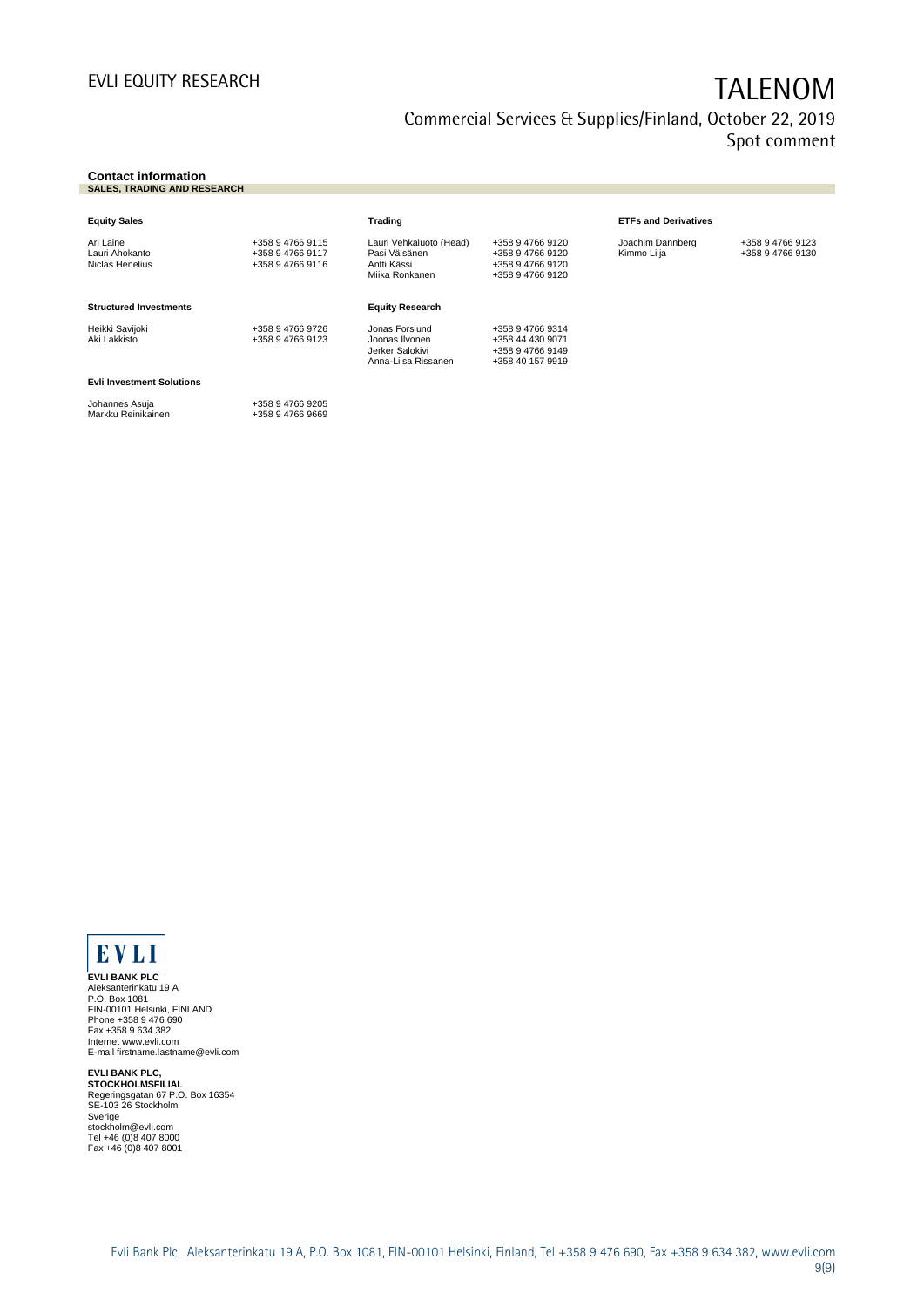## Contact information

**SALES, TRADING AND RESEARCH**

| | | | | | |
|---|---|---|---|---|---|
| **Equity Sales** | | **Trading** | | **ETFs and Derivatives** | |
| Ari Laine | +358 9 4766 9115 | Lauri Vehkaluoto (Head) | +358 9 4766 9120 | Joachim Dannberg | +358 9 4766 9123 |
| Lauri Ahokanto | +358 9 4766 9117 | Pasi Väisänen | +358 9 4766 9120 | Kimmo Lilja | +358 9 4766 9130 |
| Niclas Henelius | +358 9 4766 9116 | Antti Kässi | +358 9 4766 9120 | | |
| | | Miika Ronkanen | +358 9 4766 9120 | | |
| **Structured Investments** | | **Equity Research** | | | |
| Heikki Savijoki | +358 9 4766 9726 | Jonas Forslund | +358 9 4766 9314 | | |
| Aki Lakkisto | +358 9 4766 9123 | Joonas Ilvonen | +358 44 430 9071 | | |
| | | Jerker Salokivi | +358 9 4766 9149 | | |
| | | Anna-Liisa Rissanen | +358 40 157 9919 | | |
| **Evli Investment Solutions** | | | | | |
| Johannes Asuja | +358 9 4766 9205 | | | | |
| Markku Reinikainen | +358 9 4766 9669 | | | | |

**EVLI BANK PLC**
Aleksanterinkatu 19 A
P.O. Box 1081
FIN-00101 Helsinki, FINLAND
Phone +358 9 476 690
Fax +358 9 634 382
Internet www.evli.com
E-mail firstname.lastname@evli.com

**EVLI BANK PLC, STOCKHOLMSFILIAL**
Regeringsgatan 67 P.O. Box 16354
SE-103 26 Stockholm
Sverige
stockholm@evli.com
Tel +46 (0)8 407 8000
Fax +46 (0)8 407 8001